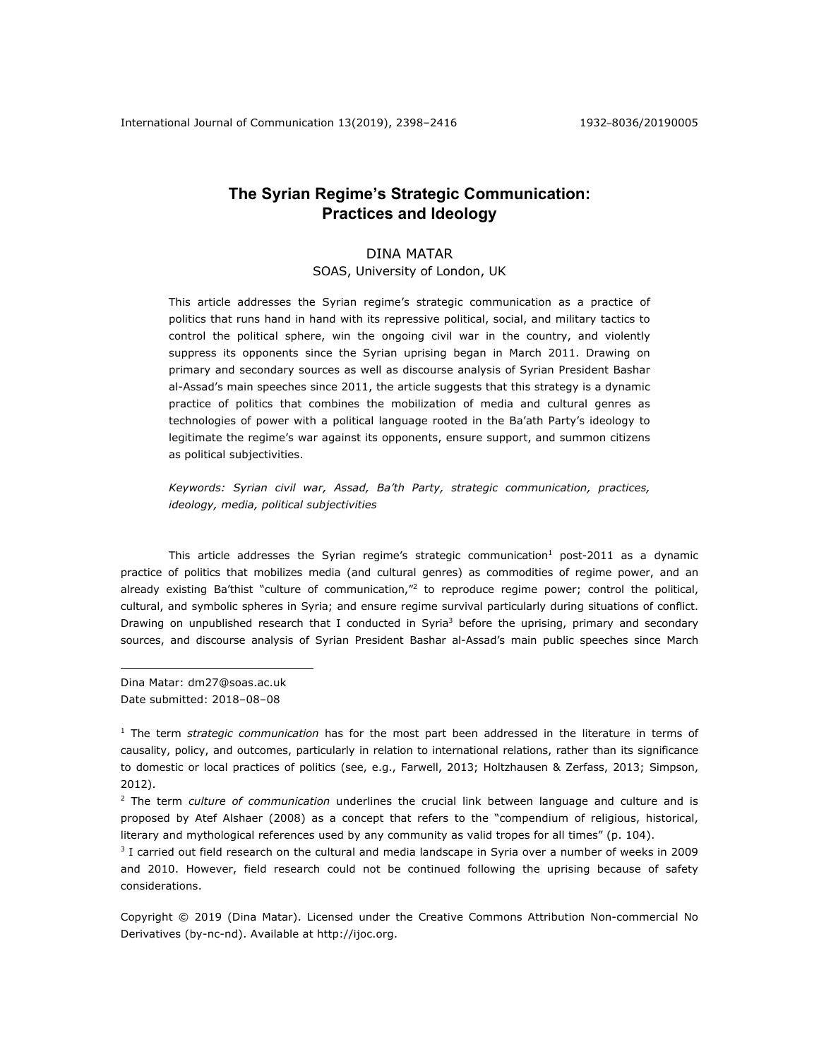# The Syrian Regime's Strategic Communication: Practices and Ideology

DINA MATAR
SOAS, University of London, UK

This article addresses the Syrian regime's strategic communication as a practice of politics that runs hand in hand with its repressive political, social, and military tactics to control the political sphere, win the ongoing civil war in the country, and violently suppress its opponents since the Syrian uprising began in March 2011. Drawing on primary and secondary sources as well as discourse analysis of Syrian President Bashar al-Assad's main speeches since 2011, the article suggests that this strategy is a dynamic practice of politics that combines the mobilization of media and cultural genres as technologies of power with a political language rooted in the Ba'ath Party's ideology to legitimate the regime's war against its opponents, ensure support, and summon citizens as political subjectivities.

*Keywords: Syrian civil war, Assad, Ba'th Party, strategic communication, practices, ideology, media, political subjectivities*

This article addresses the Syrian regime's strategic communication[1] post-2011 as a dynamic practice of politics that mobilizes media (and cultural genres) as commodities of regime power, and an already existing Ba'thist "culture of communication,"[2] to reproduce regime power; control the political, cultural, and symbolic spheres in Syria; and ensure regime survival particularly during situations of conflict. Drawing on unpublished research that I conducted in Syria[3] before the uprising, primary and secondary sources, and discourse analysis of Syrian President Bashar al-Assad's main public speeches since March

Dina Matar: dm27@soas.ac.uk
Date submitted: 2018–08–08

[1] The term *strategic communication* has for the most part been addressed in the literature in terms of causality, policy, and outcomes, particularly in relation to international relations, rather than its significance to domestic or local practices of politics (see, e.g., Farwell, 2013; Holtzhausen & Zerfass, 2013; Simpson, 2012).

[2] The term *culture of communication* underlines the crucial link between language and culture and is proposed by Atef Alshaer (2008) as a concept that refers to the "compendium of religious, historical, literary and mythological references used by any community as valid tropes for all times" (p. 104).

[3] I carried out field research on the cultural and media landscape in Syria over a number of weeks in 2009 and 2010. However, field research could not be continued following the uprising because of safety considerations.

Copyright © 2019 (Dina Matar). Licensed under the Creative Commons Attribution Non-commercial No Derivatives (by-nc-nd). Available at http://ijoc.org.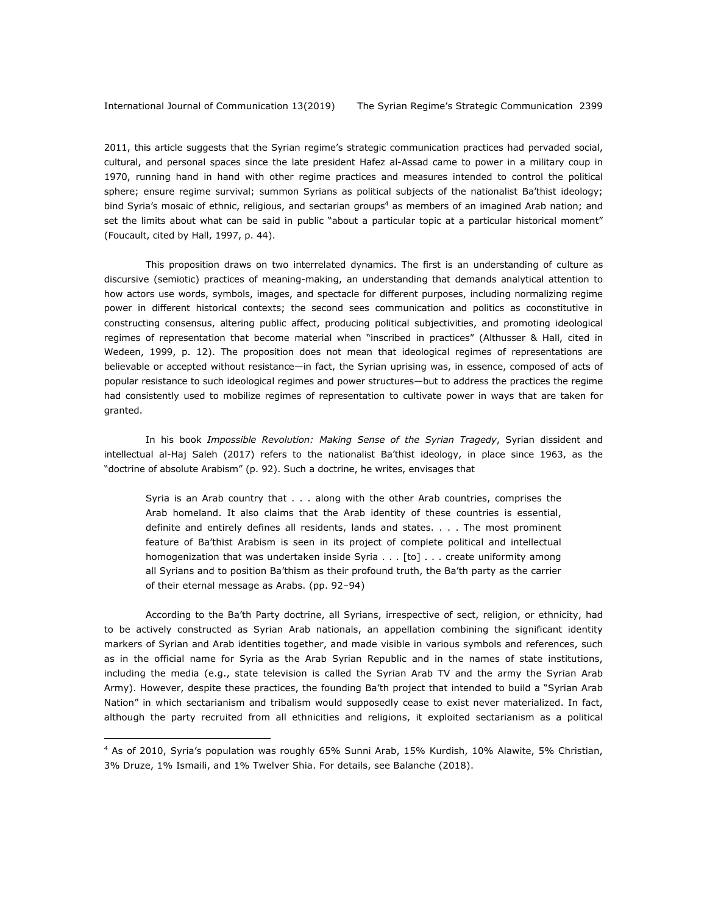2011, this article suggests that the Syrian regime's strategic communication practices had pervaded social, cultural, and personal spaces since the late president Hafez al-Assad came to power in a military coup in 1970, running hand in hand with other regime practices and measures intended to control the political sphere; ensure regime survival; summon Syrians as political subjects of the nationalist Ba'thist ideology; bind Syria's mosaic of ethnic, religious, and sectarian groups[4] as members of an imagined Arab nation; and set the limits about what can be said in public "about a particular topic at a particular historical moment" (Foucault, cited by Hall, 1997, p. 44).

This proposition draws on two interrelated dynamics. The first is an understanding of culture as discursive (semiotic) practices of meaning-making, an understanding that demands analytical attention to how actors use words, symbols, images, and spectacle for different purposes, including normalizing regime power in different historical contexts; the second sees communication and politics as coconstitutive in constructing consensus, altering public affect, producing political subjectivities, and promoting ideological regimes of representation that become material when "inscribed in practices" (Althusser & Hall, cited in Wedeen, 1999, p. 12). The proposition does not mean that ideological regimes of representations are believable or accepted without resistance—in fact, the Syrian uprising was, in essence, composed of acts of popular resistance to such ideological regimes and power structures—but to address the practices the regime had consistently used to mobilize regimes of representation to cultivate power in ways that are taken for granted.

In his book *Impossible Revolution: Making Sense of the Syrian Tragedy*, Syrian dissident and intellectual al-Haj Saleh (2017) refers to the nationalist Ba'thist ideology, in place since 1963, as the "doctrine of absolute Arabism" (p. 92). Such a doctrine, he writes, envisages that

> Syria is an Arab country that . . . along with the other Arab countries, comprises the Arab homeland. It also claims that the Arab identity of these countries is essential, definite and entirely defines all residents, lands and states. . . . The most prominent feature of Ba'thist Arabism is seen in its project of complete political and intellectual homogenization that was undertaken inside Syria . . . [to] . . . create uniformity among all Syrians and to position Ba'thism as their profound truth, the Ba'th party as the carrier of their eternal message as Arabs. (pp. 92–94)

According to the Ba'th Party doctrine, all Syrians, irrespective of sect, religion, or ethnicity, had to be actively constructed as Syrian Arab nationals, an appellation combining the significant identity markers of Syrian and Arab identities together, and made visible in various symbols and references, such as in the official name for Syria as the Arab Syrian Republic and in the names of state institutions, including the media (e.g., state television is called the Syrian Arab TV and the army the Syrian Arab Army). However, despite these practices, the founding Ba'th project that intended to build a "Syrian Arab Nation" in which sectarianism and tribalism would supposedly cease to exist never materialized. In fact, although the party recruited from all ethnicities and religions, it exploited sectarianism as a political

[4] As of 2010, Syria's population was roughly 65% Sunni Arab, 15% Kurdish, 10% Alawite, 5% Christian, 3% Druze, 1% Ismaili, and 1% Twelver Shia. For details, see Balanche (2018).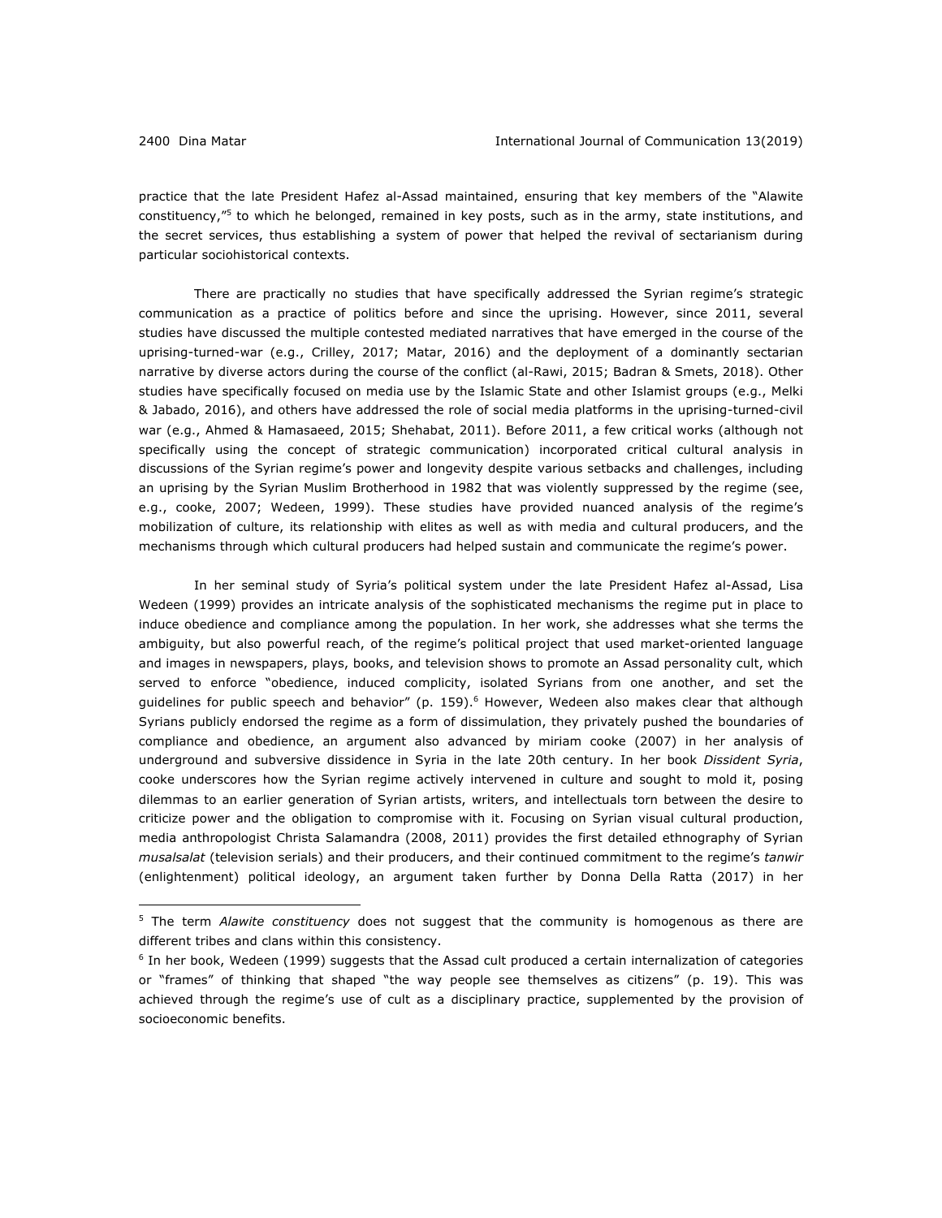practice that the late President Hafez al-Assad maintained, ensuring that key members of the "Alawite constituency,"[5] to which he belonged, remained in key posts, such as in the army, state institutions, and the secret services, thus establishing a system of power that helped the revival of sectarianism during particular sociohistorical contexts.

There are practically no studies that have specifically addressed the Syrian regime's strategic communication as a practice of politics before and since the uprising. However, since 2011, several studies have discussed the multiple contested mediated narratives that have emerged in the course of the uprising-turned-war (e.g., Crilley, 2017; Matar, 2016) and the deployment of a dominantly sectarian narrative by diverse actors during the course of the conflict (al-Rawi, 2015; Badran & Smets, 2018). Other studies have specifically focused on media use by the Islamic State and other Islamist groups (e.g., Melki & Jabado, 2016), and others have addressed the role of social media platforms in the uprising-turned-civil war (e.g., Ahmed & Hamasaeed, 2015; Shehabat, 2011). Before 2011, a few critical works (although not specifically using the concept of strategic communication) incorporated critical cultural analysis in discussions of the Syrian regime's power and longevity despite various setbacks and challenges, including an uprising by the Syrian Muslim Brotherhood in 1982 that was violently suppressed by the regime (see, e.g., cooke, 2007; Wedeen, 1999). These studies have provided nuanced analysis of the regime's mobilization of culture, its relationship with elites as well as with media and cultural producers, and the mechanisms through which cultural producers had helped sustain and communicate the regime's power.

In her seminal study of Syria's political system under the late President Hafez al-Assad, Lisa Wedeen (1999) provides an intricate analysis of the sophisticated mechanisms the regime put in place to induce obedience and compliance among the population. In her work, she addresses what she terms the ambiguity, but also powerful reach, of the regime's political project that used market-oriented language and images in newspapers, plays, books, and television shows to promote an Assad personality cult, which served to enforce "obedience, induced complicity, isolated Syrians from one another, and set the guidelines for public speech and behavior" (p. 159).[6] However, Wedeen also makes clear that although Syrians publicly endorsed the regime as a form of dissimulation, they privately pushed the boundaries of compliance and obedience, an argument also advanced by miriam cooke (2007) in her analysis of underground and subversive dissidence in Syria in the late 20th century. In her book *Dissident Syria*, cooke underscores how the Syrian regime actively intervened in culture and sought to mold it, posing dilemmas to an earlier generation of Syrian artists, writers, and intellectuals torn between the desire to criticize power and the obligation to compromise with it. Focusing on Syrian visual cultural production, media anthropologist Christa Salamandra (2008, 2011) provides the first detailed ethnography of Syrian *musalsalat* (television serials) and their producers, and their continued commitment to the regime's *tanwir* (enlightenment) political ideology, an argument taken further by Donna Della Ratta (2017) in her

---

[5] The term *Alawite constituency* does not suggest that the community is homogenous as there are different tribes and clans within this consistency.

[6] In her book, Wedeen (1999) suggests that the Assad cult produced a certain internalization of categories or "frames" of thinking that shaped "the way people see themselves as citizens" (p. 19). This was achieved through the regime's use of cult as a disciplinary practice, supplemented by the provision of socioeconomic benefits.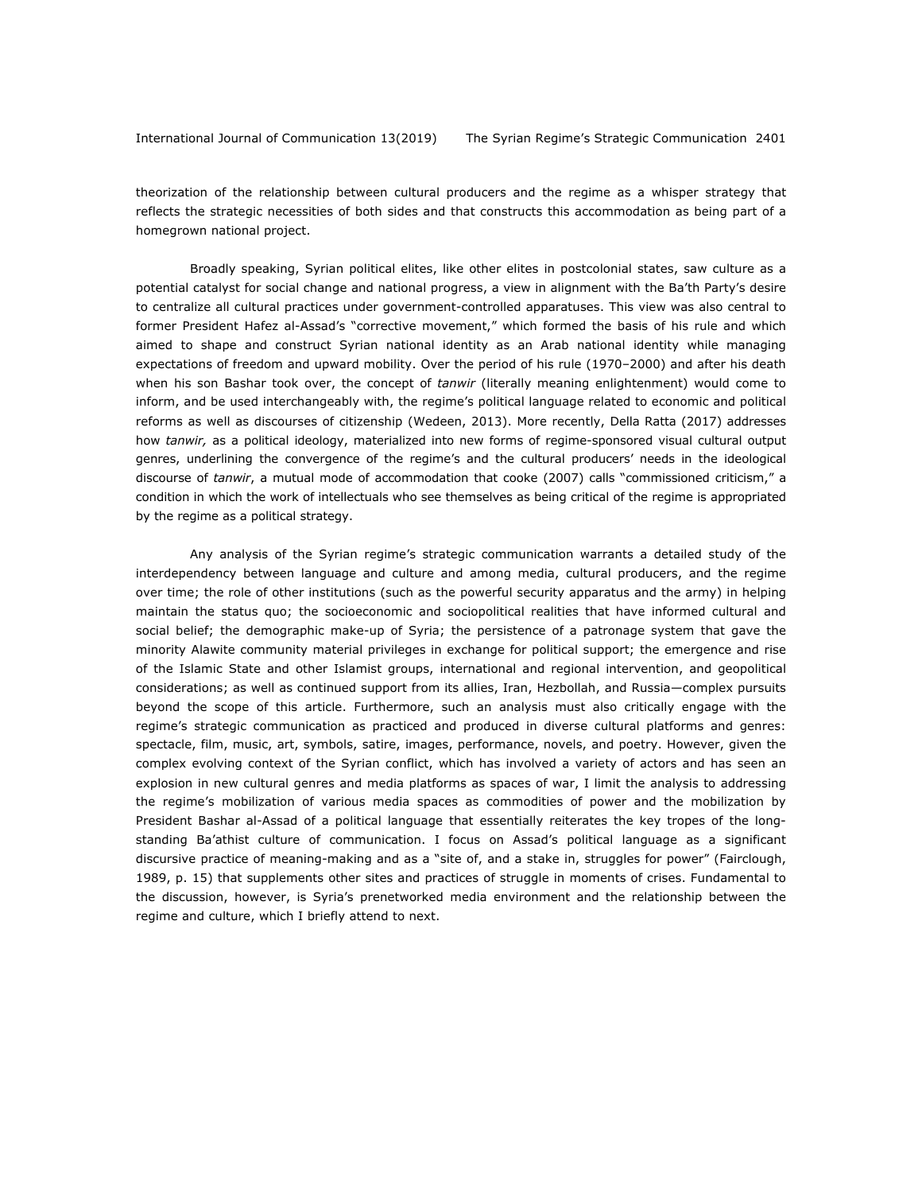theorization of the relationship between cultural producers and the regime as a whisper strategy that reflects the strategic necessities of both sides and that constructs this accommodation as being part of a homegrown national project.

Broadly speaking, Syrian political elites, like other elites in postcolonial states, saw culture as a potential catalyst for social change and national progress, a view in alignment with the Ba'th Party's desire to centralize all cultural practices under government-controlled apparatuses. This view was also central to former President Hafez al-Assad's "corrective movement," which formed the basis of his rule and which aimed to shape and construct Syrian national identity as an Arab national identity while managing expectations of freedom and upward mobility. Over the period of his rule (1970–2000) and after his death when his son Bashar took over, the concept of *tanwir* (literally meaning enlightenment) would come to inform, and be used interchangeably with, the regime's political language related to economic and political reforms as well as discourses of citizenship (Wedeen, 2013). More recently, Della Ratta (2017) addresses how *tanwir,* as a political ideology, materialized into new forms of regime-sponsored visual cultural output genres, underlining the convergence of the regime's and the cultural producers' needs in the ideological discourse of *tanwir*, a mutual mode of accommodation that cooke (2007) calls "commissioned criticism," a condition in which the work of intellectuals who see themselves as being critical of the regime is appropriated by the regime as a political strategy.

Any analysis of the Syrian regime's strategic communication warrants a detailed study of the interdependency between language and culture and among media, cultural producers, and the regime over time; the role of other institutions (such as the powerful security apparatus and the army) in helping maintain the status quo; the socioeconomic and sociopolitical realities that have informed cultural and social belief; the demographic make-up of Syria; the persistence of a patronage system that gave the minority Alawite community material privileges in exchange for political support; the emergence and rise of the Islamic State and other Islamist groups, international and regional intervention, and geopolitical considerations; as well as continued support from its allies, Iran, Hezbollah, and Russia—complex pursuits beyond the scope of this article. Furthermore, such an analysis must also critically engage with the regime's strategic communication as practiced and produced in diverse cultural platforms and genres: spectacle, film, music, art, symbols, satire, images, performance, novels, and poetry. However, given the complex evolving context of the Syrian conflict, which has involved a variety of actors and has seen an explosion in new cultural genres and media platforms as spaces of war, I limit the analysis to addressing the regime's mobilization of various media spaces as commodities of power and the mobilization by President Bashar al-Assad of a political language that essentially reiterates the key tropes of the long-standing Ba'athist culture of communication. I focus on Assad's political language as a significant discursive practice of meaning-making and as a "site of, and a stake in, struggles for power" (Fairclough, 1989, p. 15) that supplements other sites and practices of struggle in moments of crises. Fundamental to the discussion, however, is Syria's prenetworked media environment and the relationship between the regime and culture, which I briefly attend to next.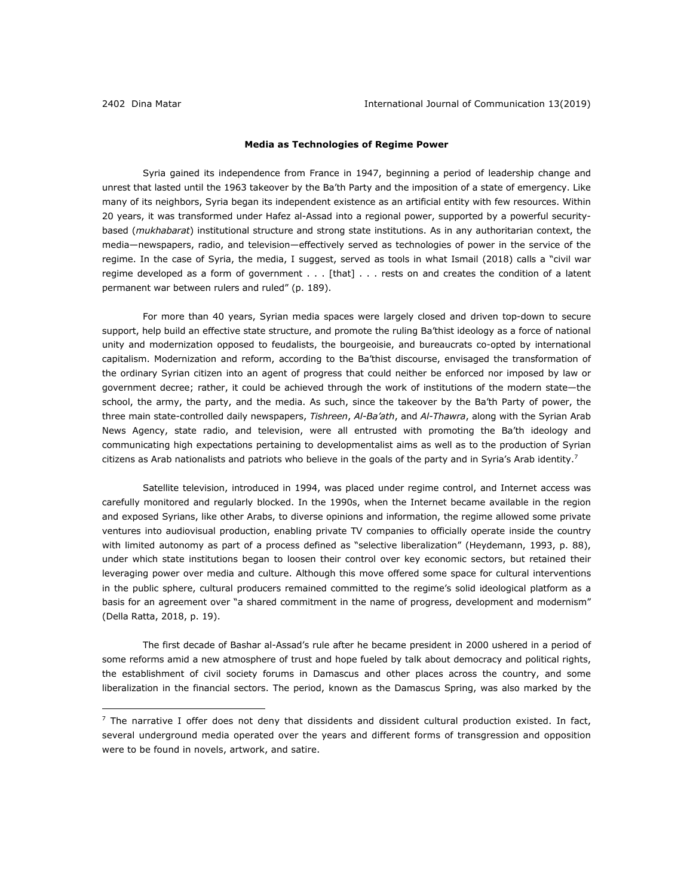### Media as Technologies of Regime Power

Syria gained its independence from France in 1947, beginning a period of leadership change and unrest that lasted until the 1963 takeover by the Ba'th Party and the imposition of a state of emergency. Like many of its neighbors, Syria began its independent existence as an artificial entity with few resources. Within 20 years, it was transformed under Hafez al-Assad into a regional power, supported by a powerful security-based (*mukhabarat*) institutional structure and strong state institutions. As in any authoritarian context, the media—newspapers, radio, and television—effectively served as technologies of power in the service of the regime. In the case of Syria, the media, I suggest, served as tools in what Ismail (2018) calls a "civil war regime developed as a form of government . . . [that] . . . rests on and creates the condition of a latent permanent war between rulers and ruled" (p. 189).

For more than 40 years, Syrian media spaces were largely closed and driven top-down to secure support, help build an effective state structure, and promote the ruling Ba'thist ideology as a force of national unity and modernization opposed to feudalists, the bourgeoisie, and bureaucrats co-opted by international capitalism. Modernization and reform, according to the Ba'thist discourse, envisaged the transformation of the ordinary Syrian citizen into an agent of progress that could neither be enforced nor imposed by law or government decree; rather, it could be achieved through the work of institutions of the modern state—the school, the army, the party, and the media. As such, since the takeover by the Ba'th Party of power, the three main state-controlled daily newspapers, *Tishreen*, *Al-Ba'ath*, and *Al-Thawra*, along with the Syrian Arab News Agency, state radio, and television, were all entrusted with promoting the Ba'th ideology and communicating high expectations pertaining to developmentalist aims as well as to the production of Syrian citizens as Arab nationalists and patriots who believe in the goals of the party and in Syria's Arab identity.[7]

Satellite television, introduced in 1994, was placed under regime control, and Internet access was carefully monitored and regularly blocked. In the 1990s, when the Internet became available in the region and exposed Syrians, like other Arabs, to diverse opinions and information, the regime allowed some private ventures into audiovisual production, enabling private TV companies to officially operate inside the country with limited autonomy as part of a process defined as "selective liberalization" (Heydemann, 1993, p. 88), under which state institutions began to loosen their control over key economic sectors, but retained their leveraging power over media and culture. Although this move offered some space for cultural interventions in the public sphere, cultural producers remained committed to the regime's solid ideological platform as a basis for an agreement over "a shared commitment in the name of progress, development and modernism" (Della Ratta, 2018, p. 19).

The first decade of Bashar al-Assad's rule after he became president in 2000 ushered in a period of some reforms amid a new atmosphere of trust and hope fueled by talk about democracy and political rights, the establishment of civil society forums in Damascus and other places across the country, and some liberalization in the financial sectors. The period, known as the Damascus Spring, was also marked by the

---

[7] The narrative I offer does not deny that dissidents and dissident cultural production existed. In fact, several underground media operated over the years and different forms of transgression and opposition were to be found in novels, artwork, and satire.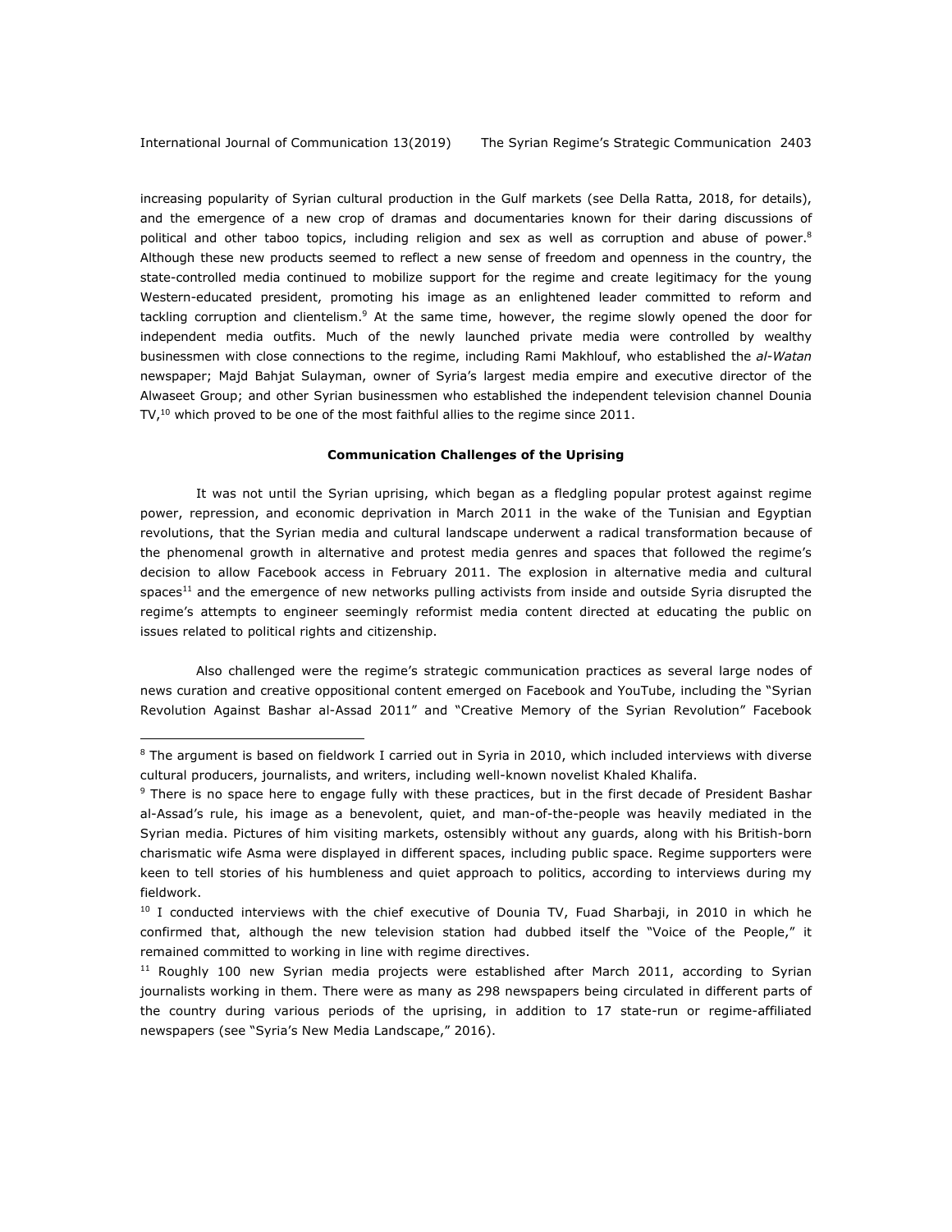increasing popularity of Syrian cultural production in the Gulf markets (see Della Ratta, 2018, for details), and the emergence of a new crop of dramas and documentaries known for their daring discussions of political and other taboo topics, including religion and sex as well as corruption and abuse of power.[8] Although these new products seemed to reflect a new sense of freedom and openness in the country, the state-controlled media continued to mobilize support for the regime and create legitimacy for the young Western-educated president, promoting his image as an enlightened leader committed to reform and tackling corruption and clientelism.[9] At the same time, however, the regime slowly opened the door for independent media outfits. Much of the newly launched private media were controlled by wealthy businessmen with close connections to the regime, including Rami Makhlouf, who established the *al-Watan* newspaper; Majd Bahjat Sulayman, owner of Syria's largest media empire and executive director of the Alwaseet Group; and other Syrian businessmen who established the independent television channel Dounia TV,[10] which proved to be one of the most faithful allies to the regime since 2011.

**Communication Challenges of the Uprising**

It was not until the Syrian uprising, which began as a fledgling popular protest against regime power, repression, and economic deprivation in March 2011 in the wake of the Tunisian and Egyptian revolutions, that the Syrian media and cultural landscape underwent a radical transformation because of the phenomenal growth in alternative and protest media genres and spaces that followed the regime's decision to allow Facebook access in February 2011. The explosion in alternative media and cultural spaces[11] and the emergence of new networks pulling activists from inside and outside Syria disrupted the regime's attempts to engineer seemingly reformist media content directed at educating the public on issues related to political rights and citizenship.

Also challenged were the regime's strategic communication practices as several large nodes of news curation and creative oppositional content emerged on Facebook and YouTube, including the "Syrian Revolution Against Bashar al-Assad 2011" and "Creative Memory of the Syrian Revolution" Facebook

---

[8] The argument is based on fieldwork I carried out in Syria in 2010, which included interviews with diverse cultural producers, journalists, and writers, including well-known novelist Khaled Khalifa.

[9] There is no space here to engage fully with these practices, but in the first decade of President Bashar al-Assad's rule, his image as a benevolent, quiet, and man-of-the-people was heavily mediated in the Syrian media. Pictures of him visiting markets, ostensibly without any guards, along with his British-born charismatic wife Asma were displayed in different spaces, including public space. Regime supporters were keen to tell stories of his humbleness and quiet approach to politics, according to interviews during my fieldwork.

[10] I conducted interviews with the chief executive of Dounia TV, Fuad Sharbaji, in 2010 in which he confirmed that, although the new television station had dubbed itself the "Voice of the People," it remained committed to working in line with regime directives.

[11] Roughly 100 new Syrian media projects were established after March 2011, according to Syrian journalists working in them. There were as many as 298 newspapers being circulated in different parts of the country during various periods of the uprising, in addition to 17 state-run or regime-affiliated newspapers (see "Syria's New Media Landscape," 2016).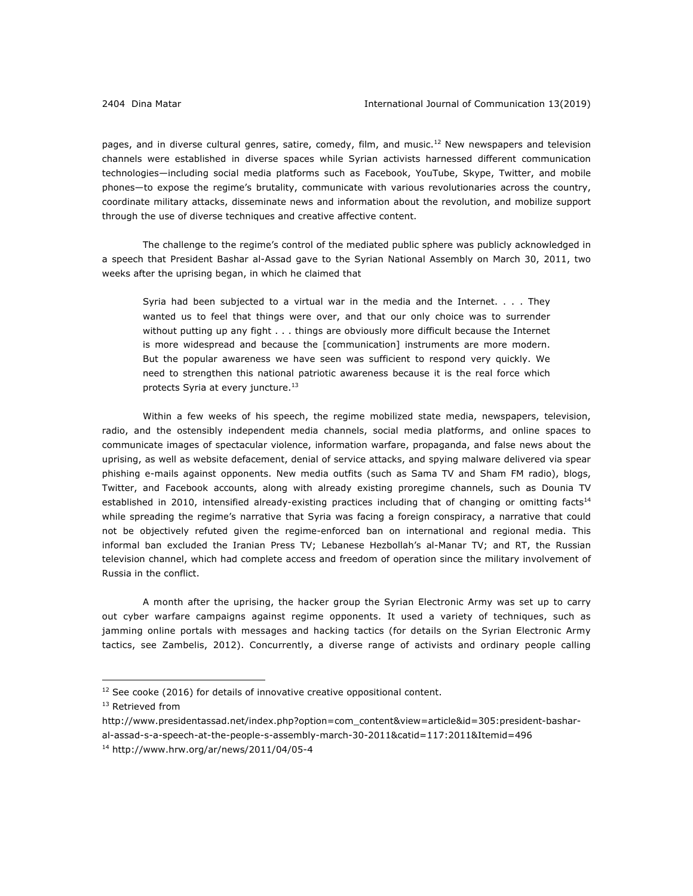pages, and in diverse cultural genres, satire, comedy, film, and music.[12] New newspapers and television channels were established in diverse spaces while Syrian activists harnessed different communication technologies—including social media platforms such as Facebook, YouTube, Skype, Twitter, and mobile phones—to expose the regime's brutality, communicate with various revolutionaries across the country, coordinate military attacks, disseminate news and information about the revolution, and mobilize support through the use of diverse techniques and creative affective content.

The challenge to the regime's control of the mediated public sphere was publicly acknowledged in a speech that President Bashar al-Assad gave to the Syrian National Assembly on March 30, 2011, two weeks after the uprising began, in which he claimed that

> Syria had been subjected to a virtual war in the media and the Internet. . . . They wanted us to feel that things were over, and that our only choice was to surrender without putting up any fight . . . things are obviously more difficult because the Internet is more widespread and because the [communication] instruments are more modern. But the popular awareness we have seen was sufficient to respond very quickly. We need to strengthen this national patriotic awareness because it is the real force which protects Syria at every juncture.[13]

Within a few weeks of his speech, the regime mobilized state media, newspapers, television, radio, and the ostensibly independent media channels, social media platforms, and online spaces to communicate images of spectacular violence, information warfare, propaganda, and false news about the uprising, as well as website defacement, denial of service attacks, and spying malware delivered via spear phishing e-mails against opponents. New media outfits (such as Sama TV and Sham FM radio), blogs, Twitter, and Facebook accounts, along with already existing proregime channels, such as Dounia TV established in 2010, intensified already-existing practices including that of changing or omitting facts[14] while spreading the regime's narrative that Syria was facing a foreign conspiracy, a narrative that could not be objectively refuted given the regime-enforced ban on international and regional media. This informal ban excluded the Iranian Press TV; Lebanese Hezbollah's al-Manar TV; and RT, the Russian television channel, which had complete access and freedom of operation since the military involvement of Russia in the conflict.

A month after the uprising, the hacker group the Syrian Electronic Army was set up to carry out cyber warfare campaigns against regime opponents. It used a variety of techniques, such as jamming online portals with messages and hacking tactics (for details on the Syrian Electronic Army tactics, see Zambelis, 2012). Concurrently, a diverse range of activists and ordinary people calling

---

[12] See cooke (2016) for details of innovative creative oppositional content.

[13] Retrieved from http://www.presidentassad.net/index.php?option=com_content&view=article&id=305:president-bashar-al-assad-s-a-speech-at-the-people-s-assembly-march-30-2011&catid=117:2011&Itemid=496

[14] http://www.hrw.org/ar/news/2011/04/05-4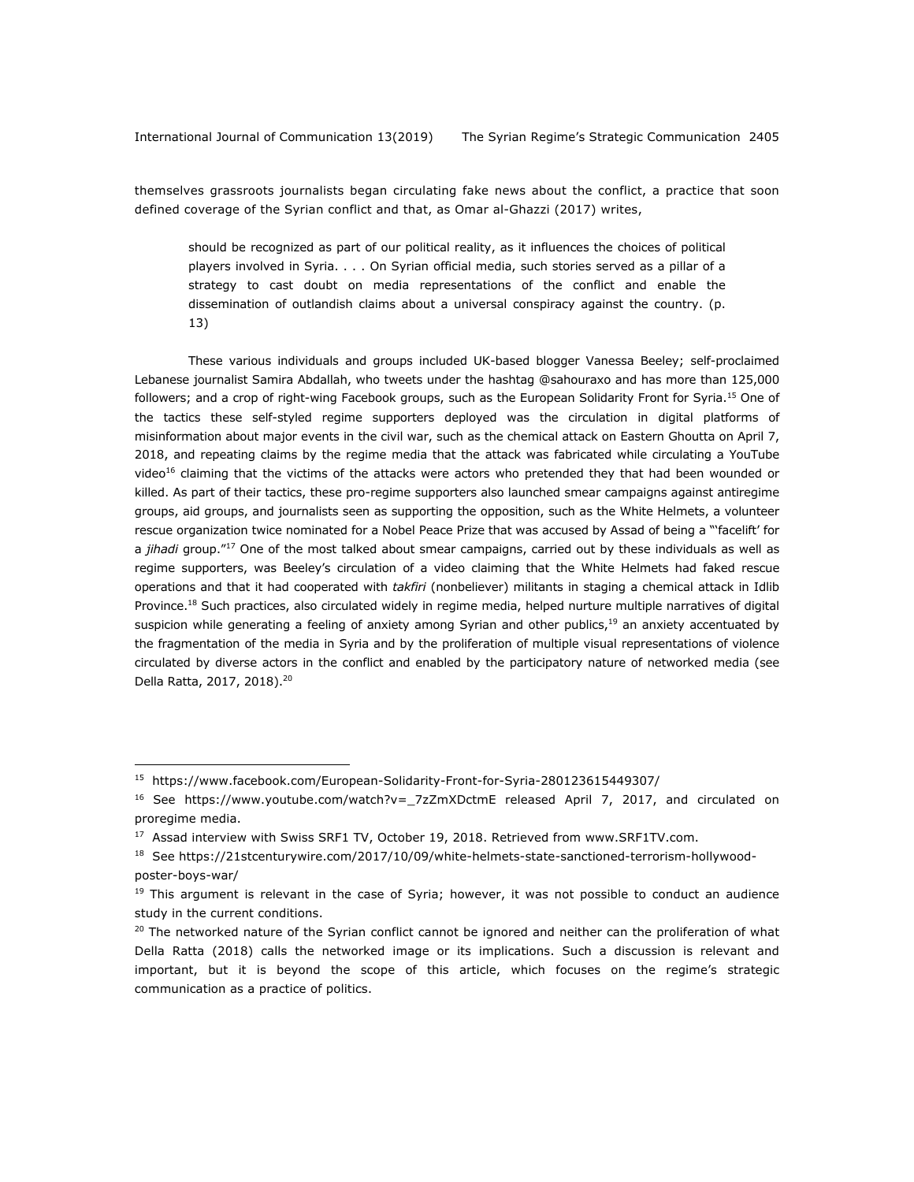themselves grassroots journalists began circulating fake news about the conflict, a practice that soon defined coverage of the Syrian conflict and that, as Omar al-Ghazzi (2017) writes,

> should be recognized as part of our political reality, as it influences the choices of political players involved in Syria. . . . On Syrian official media, such stories served as a pillar of a strategy to cast doubt on media representations of the conflict and enable the dissemination of outlandish claims about a universal conspiracy against the country. (p. 13)

These various individuals and groups included UK-based blogger Vanessa Beeley; self-proclaimed Lebanese journalist Samira Abdallah, who tweets under the hashtag @sahouraxo and has more than 125,000 followers; and a crop of right-wing Facebook groups, such as the European Solidarity Front for Syria.[15] One of the tactics these self-styled regime supporters deployed was the circulation in digital platforms of misinformation about major events in the civil war, such as the chemical attack on Eastern Ghoutta on April 7, 2018, and repeating claims by the regime media that the attack was fabricated while circulating a YouTube video[16] claiming that the victims of the attacks were actors who pretended they that had been wounded or killed. As part of their tactics, these pro-regime supporters also launched smear campaigns against antiregime groups, aid groups, and journalists seen as supporting the opposition, such as the White Helmets, a volunteer rescue organization twice nominated for a Nobel Peace Prize that was accused by Assad of being a "'facelift' for a *jihadi* group."[17] One of the most talked about smear campaigns, carried out by these individuals as well as regime supporters, was Beeley's circulation of a video claiming that the White Helmets had faked rescue operations and that it had cooperated with *takfiri* (nonbeliever) militants in staging a chemical attack in Idlib Province.[18] Such practices, also circulated widely in regime media, helped nurture multiple narratives of digital suspicion while generating a feeling of anxiety among Syrian and other publics,[19] an anxiety accentuated by the fragmentation of the media in Syria and by the proliferation of multiple visual representations of violence circulated by diverse actors in the conflict and enabled by the participatory nature of networked media (see Della Ratta, 2017, 2018).[20]

---

[15] https://www.facebook.com/European-Solidarity-Front-for-Syria-280123615449307/

[16] See https://www.youtube.com/watch?v=_7zZmXDctmE released April 7, 2017, and circulated on proregime media.

[17] Assad interview with Swiss SRF1 TV, October 19, 2018. Retrieved from www.SRF1TV.com.

[18] See https://21stcenturywire.com/2017/10/09/white-helmets-state-sanctioned-terrorism-hollywood-poster-boys-war/

[19] This argument is relevant in the case of Syria; however, it was not possible to conduct an audience study in the current conditions.

[20] The networked nature of the Syrian conflict cannot be ignored and neither can the proliferation of what Della Ratta (2018) calls the networked image or its implications. Such a discussion is relevant and important, but it is beyond the scope of this article, which focuses on the regime's strategic communication as a practice of politics.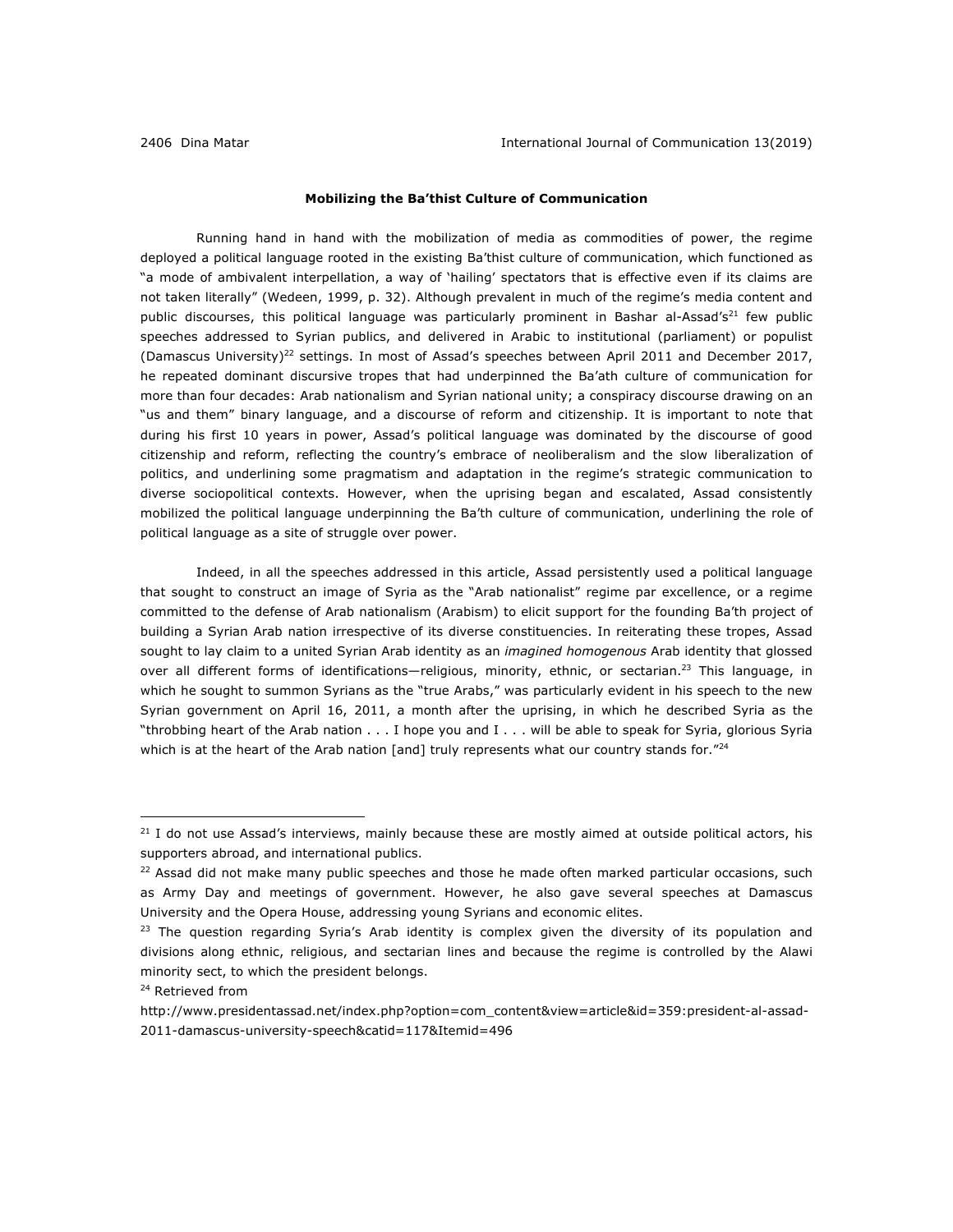**Mobilizing the Ba'thist Culture of Communication**

Running hand in hand with the mobilization of media as commodities of power, the regime deployed a political language rooted in the existing Ba'thist culture of communication, which functioned as "a mode of ambivalent interpellation, a way of 'hailing' spectators that is effective even if its claims are not taken literally" (Wedeen, 1999, p. 32). Although prevalent in much of the regime's media content and public discourses, this political language was particularly prominent in Bashar al-Assad's[21] few public speeches addressed to Syrian publics, and delivered in Arabic to institutional (parliament) or populist (Damascus University)[22] settings. In most of Assad's speeches between April 2011 and December 2017, he repeated dominant discursive tropes that had underpinned the Ba'ath culture of communication for more than four decades: Arab nationalism and Syrian national unity; a conspiracy discourse drawing on an "us and them" binary language, and a discourse of reform and citizenship. It is important to note that during his first 10 years in power, Assad's political language was dominated by the discourse of good citizenship and reform, reflecting the country's embrace of neoliberalism and the slow liberalization of politics, and underlining some pragmatism and adaptation in the regime's strategic communication to diverse sociopolitical contexts. However, when the uprising began and escalated, Assad consistently mobilized the political language underpinning the Ba'th culture of communication, underlining the role of political language as a site of struggle over power.

Indeed, in all the speeches addressed in this article, Assad persistently used a political language that sought to construct an image of Syria as the "Arab nationalist" regime par excellence, or a regime committed to the defense of Arab nationalism (Arabism) to elicit support for the founding Ba'th project of building a Syrian Arab nation irrespective of its diverse constituencies. In reiterating these tropes, Assad sought to lay claim to a united Syrian Arab identity as an *imagined homogenous* Arab identity that glossed over all different forms of identifications—religious, minority, ethnic, or sectarian.[23] This language, in which he sought to summon Syrians as the "true Arabs," was particularly evident in his speech to the new Syrian government on April 16, 2011, a month after the uprising, in which he described Syria as the "throbbing heart of the Arab nation . . . I hope you and I . . . will be able to speak for Syria, glorious Syria which is at the heart of the Arab nation [and] truly represents what our country stands for."[24]

---

[21] I do not use Assad's interviews, mainly because these are mostly aimed at outside political actors, his supporters abroad, and international publics.

[22] Assad did not make many public speeches and those he made often marked particular occasions, such as Army Day and meetings of government. However, he also gave several speeches at Damascus University and the Opera House, addressing young Syrians and economic elites.

[23] The question regarding Syria's Arab identity is complex given the diversity of its population and divisions along ethnic, religious, and sectarian lines and because the regime is controlled by the Alawi minority sect, to which the president belongs.

[24] Retrieved from http://www.presidentassad.net/index.php?option=com_content&view=article&id=359:president-al-assad-2011-damascus-university-speech&catid=117&Itemid=496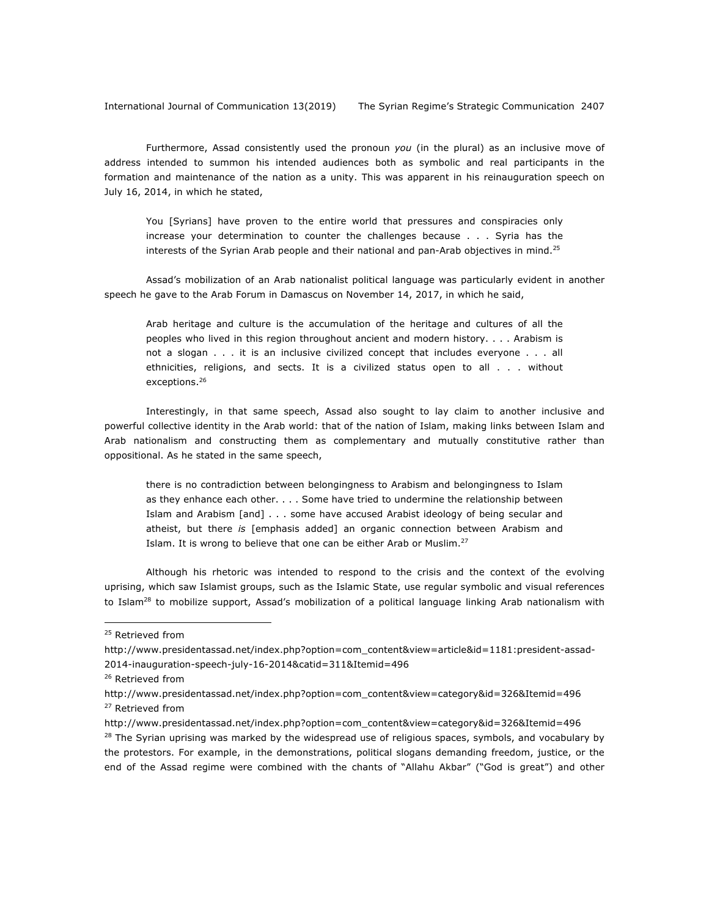Furthermore, Assad consistently used the pronoun *you* (in the plural) as an inclusive move of address intended to summon his intended audiences both as symbolic and real participants in the formation and maintenance of the nation as a unity. This was apparent in his reinauguration speech on July 16, 2014, in which he stated,

> You [Syrians] have proven to the entire world that pressures and conspiracies only increase your determination to counter the challenges because . . . Syria has the interests of the Syrian Arab people and their national and pan-Arab objectives in mind.[25]

Assad's mobilization of an Arab nationalist political language was particularly evident in another speech he gave to the Arab Forum in Damascus on November 14, 2017, in which he said,

> Arab heritage and culture is the accumulation of the heritage and cultures of all the peoples who lived in this region throughout ancient and modern history. . . . Arabism is not a slogan . . . it is an inclusive civilized concept that includes everyone . . . all ethnicities, religions, and sects. It is a civilized status open to all . . . without exceptions.[26]

Interestingly, in that same speech, Assad also sought to lay claim to another inclusive and powerful collective identity in the Arab world: that of the nation of Islam, making links between Islam and Arab nationalism and constructing them as complementary and mutually constitutive rather than oppositional. As he stated in the same speech,

> there is no contradiction between belongingness to Arabism and belongingness to Islam as they enhance each other. . . . Some have tried to undermine the relationship between Islam and Arabism [and] . . . some have accused Arabist ideology of being secular and atheist, but there *is* [emphasis added] an organic connection between Arabism and Islam. It is wrong to believe that one can be either Arab or Muslim.[27]

Although his rhetoric was intended to respond to the crisis and the context of the evolving uprising, which saw Islamist groups, such as the Islamic State, use regular symbolic and visual references to Islam[28] to mobilize support, Assad's mobilization of a political language linking Arab nationalism with

---

[25] Retrieved from http://www.presidentassad.net/index.php?option=com_content&view=article&id=1181:president-assad-2014-inauguration-speech-july-16-2014&catid=311&Itemid=496

[26] Retrieved from http://www.presidentassad.net/index.php?option=com_content&view=category&id=326&Itemid=496

[27] Retrieved from http://www.presidentassad.net/index.php?option=com_content&view=category&id=326&Itemid=496

[28] The Syrian uprising was marked by the widespread use of religious spaces, symbols, and vocabulary by the protestors. For example, in the demonstrations, political slogans demanding freedom, justice, or the end of the Assad regime were combined with the chants of "Allahu Akbar" ("God is great") and other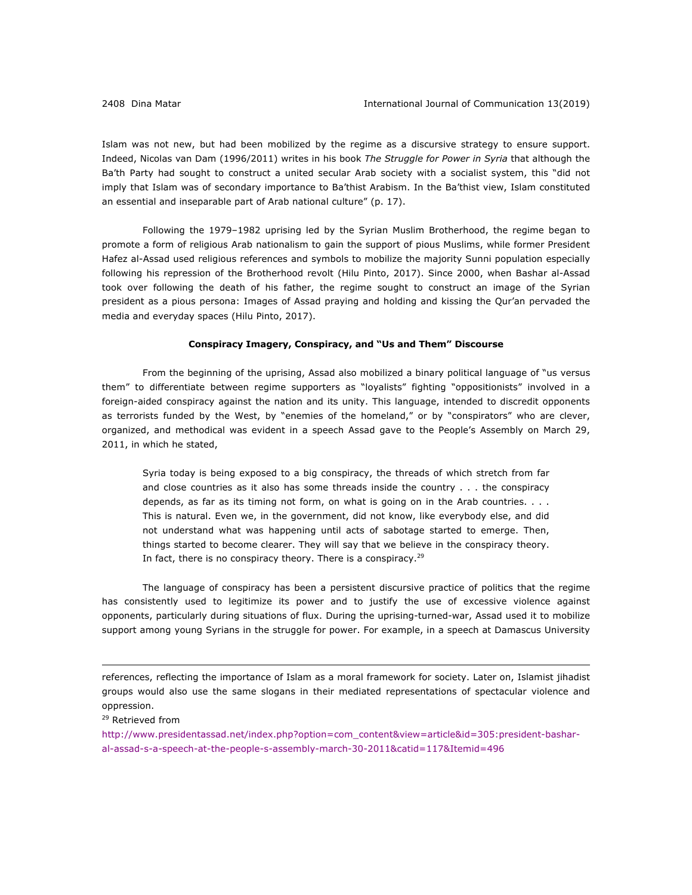Islam was not new, but had been mobilized by the regime as a discursive strategy to ensure support. Indeed, Nicolas van Dam (1996/2011) writes in his book *The Struggle for Power in Syria* that although the Ba'th Party had sought to construct a united secular Arab society with a socialist system, this "did not imply that Islam was of secondary importance to Ba'thist Arabism. In the Ba'thist view, Islam constituted an essential and inseparable part of Arab national culture" (p. 17).

Following the 1979–1982 uprising led by the Syrian Muslim Brotherhood, the regime began to promote a form of religious Arab nationalism to gain the support of pious Muslims, while former President Hafez al-Assad used religious references and symbols to mobilize the majority Sunni population especially following his repression of the Brotherhood revolt (Hilu Pinto, 2017). Since 2000, when Bashar al-Assad took over following the death of his father, the regime sought to construct an image of the Syrian president as a pious persona: Images of Assad praying and holding and kissing the Qur'an pervaded the media and everyday spaces (Hilu Pinto, 2017).

### Conspiracy Imagery, Conspiracy, and "Us and Them" Discourse

From the beginning of the uprising, Assad also mobilized a binary political language of "us versus them" to differentiate between regime supporters as "loyalists" fighting "oppositionists" involved in a foreign-aided conspiracy against the nation and its unity. This language, intended to discredit opponents as terrorists funded by the West, by "enemies of the homeland," or by "conspirators" who are clever, organized, and methodical was evident in a speech Assad gave to the People's Assembly on March 29, 2011, in which he stated,

> Syria today is being exposed to a big conspiracy, the threads of which stretch from far and close countries as it also has some threads inside the country . . . the conspiracy depends, as far as its timing not form, on what is going on in the Arab countries. . . . This is natural. Even we, in the government, did not know, like everybody else, and did not understand what was happening until acts of sabotage started to emerge. Then, things started to become clearer. They will say that we believe in the conspiracy theory. In fact, there is no conspiracy theory. There is a conspiracy.[29]

The language of conspiracy has been a persistent discursive practice of politics that the regime has consistently used to legitimize its power and to justify the use of excessive violence against opponents, particularly during situations of flux. During the uprising-turned-war, Assad used it to mobilize support among young Syrians in the struggle for power. For example, in a speech at Damascus University

---

references, reflecting the importance of Islam as a moral framework for society. Later on, Islamist jihadist groups would also use the same slogans in their mediated representations of spectacular violence and oppression.

[29] Retrieved from http://www.presidentassad.net/index.php?option=com_content&view=article&id=305:president-bashar-al-assad-s-a-speech-at-the-people-s-assembly-march-30-2011&catid=117&Itemid=496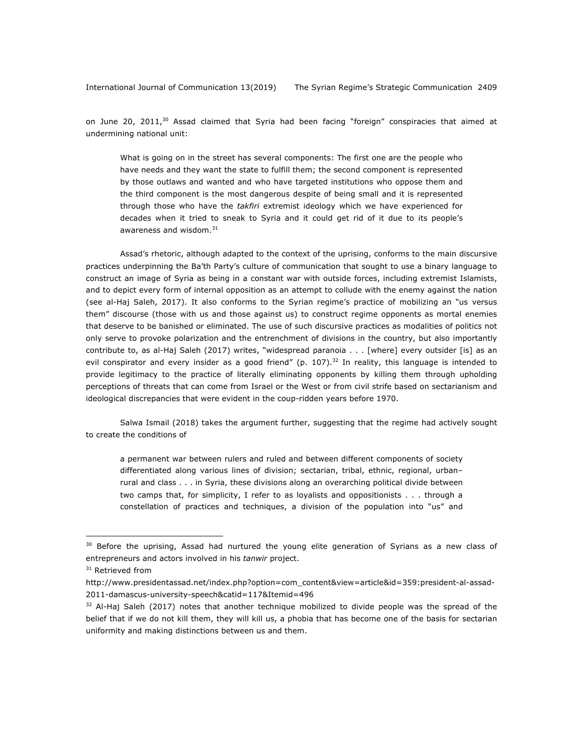on June 20, 2011,[30] Assad claimed that Syria had been facing "foreign" conspiracies that aimed at undermining national unit:

> What is going on in the street has several components: The first one are the people who have needs and they want the state to fulfill them; the second component is represented by those outlaws and wanted and who have targeted institutions who oppose them and the third component is the most dangerous despite of being small and it is represented through those who have the *takfiri* extremist ideology which we have experienced for decades when it tried to sneak to Syria and it could get rid of it due to its people's awareness and wisdom.[31]

Assad's rhetoric, although adapted to the context of the uprising, conforms to the main discursive practices underpinning the Ba'th Party's culture of communication that sought to use a binary language to construct an image of Syria as being in a constant war with outside forces, including extremist Islamists, and to depict every form of internal opposition as an attempt to collude with the enemy against the nation (see al-Haj Saleh, 2017). It also conforms to the Syrian regime's practice of mobilizing an "us versus them" discourse (those with us and those against us) to construct regime opponents as mortal enemies that deserve to be banished or eliminated. The use of such discursive practices as modalities of politics not only serve to provoke polarization and the entrenchment of divisions in the country, but also importantly contribute to, as al-Haj Saleh (2017) writes, "widespread paranoia . . . [where] every outsider [is] as an evil conspirator and every insider as a good friend" (p. 107).[32] In reality, this language is intended to provide legitimacy to the practice of literally eliminating opponents by killing them through upholding perceptions of threats that can come from Israel or the West or from civil strife based on sectarianism and ideological discrepancies that were evident in the coup-ridden years before 1970.

Salwa Ismail (2018) takes the argument further, suggesting that the regime had actively sought to create the conditions of

> a permanent war between rulers and ruled and between different components of society differentiated along various lines of division; sectarian, tribal, ethnic, regional, urban–rural and class . . . in Syria, these divisions along an overarching political divide between two camps that, for simplicity, I refer to as loyalists and oppositionists . . . through a constellation of practices and techniques, a division of the population into "us" and

---

[30] Before the uprising, Assad had nurtured the young elite generation of Syrians as a new class of entrepreneurs and actors involved in his *tanwir* project.

[31] Retrieved from http://www.presidentassad.net/index.php?option=com_content&view=article&id=359:president-al-assad-2011-damascus-university-speech&catid=117&Itemid=496

[32] Al-Haj Saleh (2017) notes that another technique mobilized to divide people was the spread of the belief that if we do not kill them, they will kill us, a phobia that has become one of the basis for sectarian uniformity and making distinctions between us and them.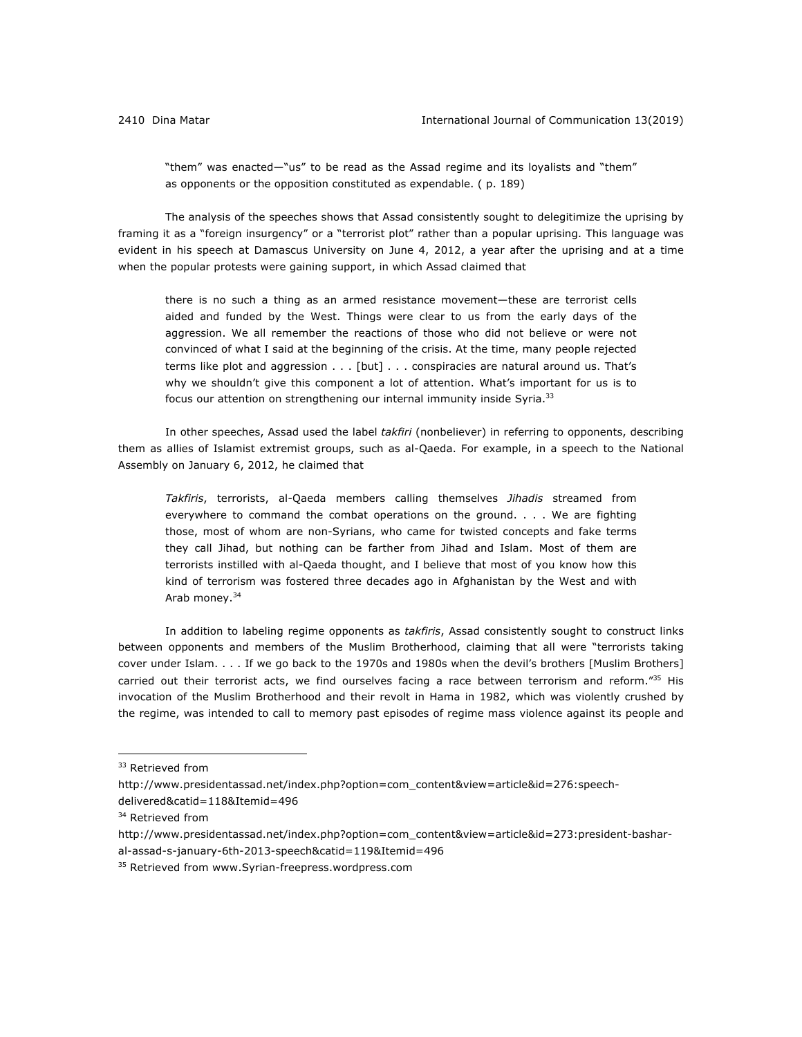> "them" was enacted—"us" to be read as the Assad regime and its loyalists and "them" as opponents or the opposition constituted as expendable. ( p. 189)

The analysis of the speeches shows that Assad consistently sought to delegitimize the uprising by framing it as a "foreign insurgency" or a "terrorist plot" rather than a popular uprising. This language was evident in his speech at Damascus University on June 4, 2012, a year after the uprising and at a time when the popular protests were gaining support, in which Assad claimed that

> there is no such a thing as an armed resistance movement—these are terrorist cells aided and funded by the West. Things were clear to us from the early days of the aggression. We all remember the reactions of those who did not believe or were not convinced of what I said at the beginning of the crisis. At the time, many people rejected terms like plot and aggression . . . [but] . . . conspiracies are natural around us. That's why we shouldn't give this component a lot of attention. What's important for us is to focus our attention on strengthening our internal immunity inside Syria.[33]

In other speeches, Assad used the label *takfiri* (nonbeliever) in referring to opponents, describing them as allies of Islamist extremist groups, such as al-Qaeda. For example, in a speech to the National Assembly on January 6, 2012, he claimed that

> *Takfiris*, terrorists, al-Qaeda members calling themselves *Jihadis* streamed from everywhere to command the combat operations on the ground. . . . We are fighting those, most of whom are non-Syrians, who came for twisted concepts and fake terms they call Jihad, but nothing can be farther from Jihad and Islam. Most of them are terrorists instilled with al-Qaeda thought, and I believe that most of you know how this kind of terrorism was fostered three decades ago in Afghanistan by the West and with Arab money.[34]

In addition to labeling regime opponents as *takfiris*, Assad consistently sought to construct links between opponents and members of the Muslim Brotherhood, claiming that all were "terrorists taking cover under Islam. . . . If we go back to the 1970s and 1980s when the devil's brothers [Muslim Brothers] carried out their terrorist acts, we find ourselves facing a race between terrorism and reform."[35] His invocation of the Muslim Brotherhood and their revolt in Hama in 1982, which was violently crushed by the regime, was intended to call to memory past episodes of regime mass violence against its people and

---

[33] Retrieved from http://www.presidentassad.net/index.php?option=com_content&view=article&id=276:speech-delivered&catid=118&Itemid=496

[34] Retrieved from http://www.presidentassad.net/index.php?option=com_content&view=article&id=273:president-bashar-al-assad-s-january-6th-2013-speech&catid=119&Itemid=496

[35] Retrieved from www.Syrian-freepress.wordpress.com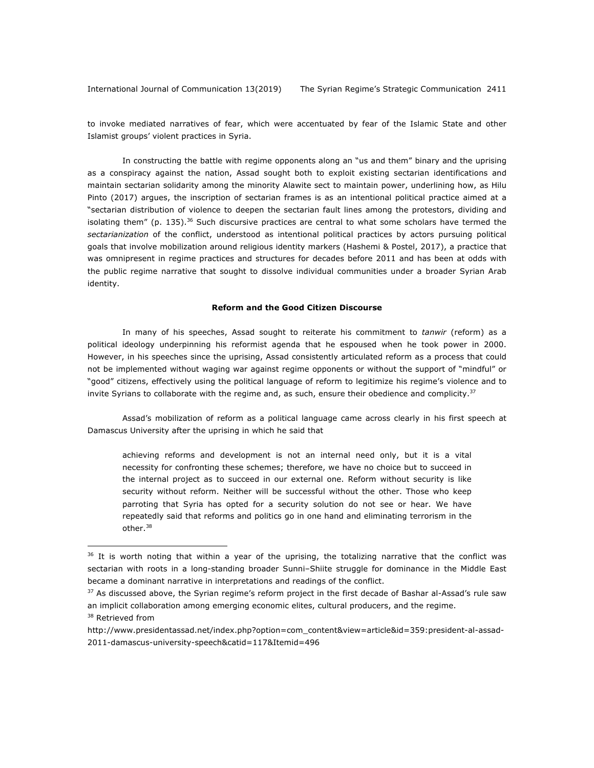to invoke mediated narratives of fear, which were accentuated by fear of the Islamic State and other Islamist groups' violent practices in Syria.

In constructing the battle with regime opponents along an "us and them" binary and the uprising as a conspiracy against the nation, Assad sought both to exploit existing sectarian identifications and maintain sectarian solidarity among the minority Alawite sect to maintain power, underlining how, as Hilu Pinto (2017) argues, the inscription of sectarian frames is as an intentional political practice aimed at a "sectarian distribution of violence to deepen the sectarian fault lines among the protestors, dividing and isolating them" (p. 135).[36] Such discursive practices are central to what some scholars have termed the *sectarianization* of the conflict, understood as intentional political practices by actors pursuing political goals that involve mobilization around religious identity markers (Hashemi & Postel, 2017), a practice that was omnipresent in regime practices and structures for decades before 2011 and has been at odds with the public regime narrative that sought to dissolve individual communities under a broader Syrian Arab identity.

## Reform and the Good Citizen Discourse

In many of his speeches, Assad sought to reiterate his commitment to *tanwir* (reform) as a political ideology underpinning his reformist agenda that he espoused when he took power in 2000. However, in his speeches since the uprising, Assad consistently articulated reform as a process that could not be implemented without waging war against regime opponents or without the support of "mindful" or "good" citizens, effectively using the political language of reform to legitimize his regime's violence and to invite Syrians to collaborate with the regime and, as such, ensure their obedience and complicity.[37]

Assad's mobilization of reform as a political language came across clearly in his first speech at Damascus University after the uprising in which he said that

> achieving reforms and development is not an internal need only, but it is a vital necessity for confronting these schemes; therefore, we have no choice but to succeed in the internal project as to succeed in our external one. Reform without security is like security without reform. Neither will be successful without the other. Those who keep parroting that Syria has opted for a security solution do not see or hear. We have repeatedly said that reforms and politics go in one hand and eliminating terrorism in the other.[38]

---

[36] It is worth noting that within a year of the uprising, the totalizing narrative that the conflict was sectarian with roots in a long-standing broader Sunni–Shiite struggle for dominance in the Middle East became a dominant narrative in interpretations and readings of the conflict.

[37] As discussed above, the Syrian regime's reform project in the first decade of Bashar al-Assad's rule saw an implicit collaboration among emerging economic elites, cultural producers, and the regime.

[38] Retrieved from http://www.presidentassad.net/index.php?option=com_content&view=article&id=359:president-al-assad-2011-damascus-university-speech&catid=117&Itemid=496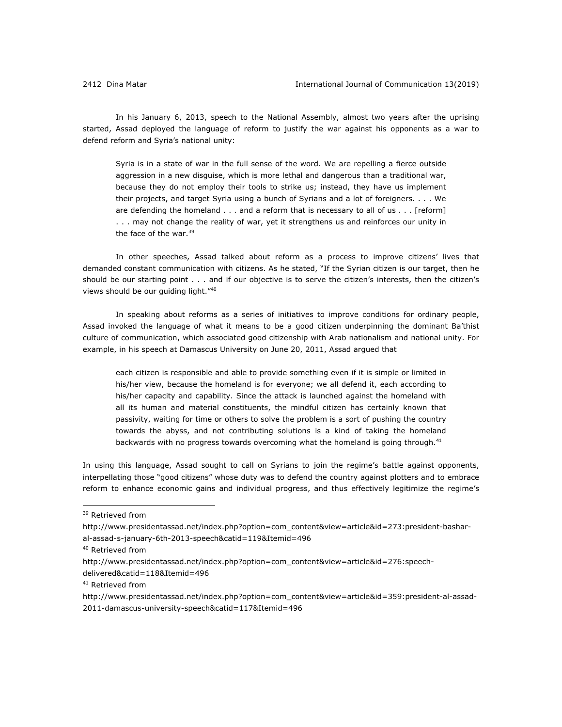In his January 6, 2013, speech to the National Assembly, almost two years after the uprising started, Assad deployed the language of reform to justify the war against his opponents as a war to defend reform and Syria's national unity:

> Syria is in a state of war in the full sense of the word. We are repelling a fierce outside aggression in a new disguise, which is more lethal and dangerous than a traditional war, because they do not employ their tools to strike us; instead, they have us implement their projects, and target Syria using a bunch of Syrians and a lot of foreigners. . . . We are defending the homeland . . . and a reform that is necessary to all of us . . . [reform] . . . may not change the reality of war, yet it strengthens us and reinforces our unity in the face of the war.[39]

In other speeches, Assad talked about reform as a process to improve citizens' lives that demanded constant communication with citizens. As he stated, "If the Syrian citizen is our target, then he should be our starting point . . . and if our objective is to serve the citizen's interests, then the citizen's views should be our guiding light."[40]

In speaking about reforms as a series of initiatives to improve conditions for ordinary people, Assad invoked the language of what it means to be a good citizen underpinning the dominant Ba'thist culture of communication, which associated good citizenship with Arab nationalism and national unity. For example, in his speech at Damascus University on June 20, 2011, Assad argued that

> each citizen is responsible and able to provide something even if it is simple or limited in his/her view, because the homeland is for everyone; we all defend it, each according to his/her capacity and capability. Since the attack is launched against the homeland with all its human and material constituents, the mindful citizen has certainly known that passivity, waiting for time or others to solve the problem is a sort of pushing the country towards the abyss, and not contributing solutions is a kind of taking the homeland backwards with no progress towards overcoming what the homeland is going through.[41]

In using this language, Assad sought to call on Syrians to join the regime's battle against opponents, interpellating those "good citizens" whose duty was to defend the country against plotters and to embrace reform to enhance economic gains and individual progress, and thus effectively legitimize the regime's

---

[39] Retrieved from http://www.presidentassad.net/index.php?option=com_content&view=article&id=273:president-bashar-al-assad-s-january-6th-2013-speech&catid=119&Itemid=496

[40] Retrieved from http://www.presidentassad.net/index.php?option=com_content&view=article&id=276:speech-delivered&catid=118&Itemid=496

[41] Retrieved from http://www.presidentassad.net/index.php?option=com_content&view=article&id=359:president-al-assad-2011-damascus-university-speech&catid=117&Itemid=496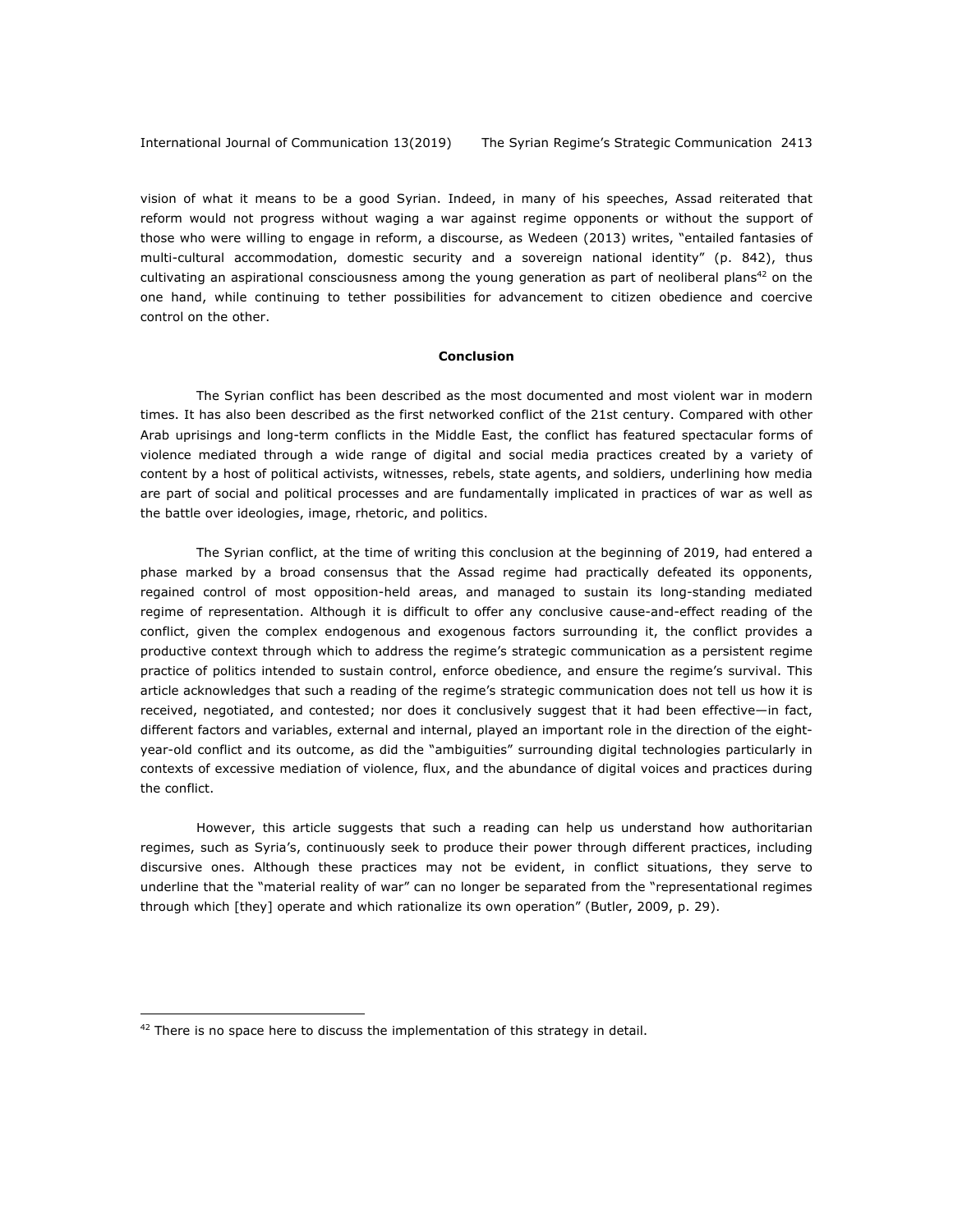vision of what it means to be a good Syrian. Indeed, in many of his speeches, Assad reiterated that reform would not progress without waging a war against regime opponents or without the support of those who were willing to engage in reform, a discourse, as Wedeen (2013) writes, "entailed fantasies of multi-cultural accommodation, domestic security and a sovereign national identity" (p. 842), thus cultivating an aspirational consciousness among the young generation as part of neoliberal plans[42] on the one hand, while continuing to tether possibilities for advancement to citizen obedience and coercive control on the other.

## Conclusion

The Syrian conflict has been described as the most documented and most violent war in modern times. It has also been described as the first networked conflict of the 21st century. Compared with other Arab uprisings and long-term conflicts in the Middle East, the conflict has featured spectacular forms of violence mediated through a wide range of digital and social media practices created by a variety of content by a host of political activists, witnesses, rebels, state agents, and soldiers, underlining how media are part of social and political processes and are fundamentally implicated in practices of war as well as the battle over ideologies, image, rhetoric, and politics.

The Syrian conflict, at the time of writing this conclusion at the beginning of 2019, had entered a phase marked by a broad consensus that the Assad regime had practically defeated its opponents, regained control of most opposition-held areas, and managed to sustain its long-standing mediated regime of representation. Although it is difficult to offer any conclusive cause-and-effect reading of the conflict, given the complex endogenous and exogenous factors surrounding it, the conflict provides a productive context through which to address the regime's strategic communication as a persistent regime practice of politics intended to sustain control, enforce obedience, and ensure the regime's survival. This article acknowledges that such a reading of the regime's strategic communication does not tell us how it is received, negotiated, and contested; nor does it conclusively suggest that it had been effective—in fact, different factors and variables, external and internal, played an important role in the direction of the eight-year-old conflict and its outcome, as did the "ambiguities" surrounding digital technologies particularly in contexts of excessive mediation of violence, flux, and the abundance of digital voices and practices during the conflict.

However, this article suggests that such a reading can help us understand how authoritarian regimes, such as Syria's, continuously seek to produce their power through different practices, including discursive ones. Although these practices may not be evident, in conflict situations, they serve to underline that the "material reality of war" can no longer be separated from the "representational regimes through which [they] operate and which rationalize its own operation" (Butler, 2009, p. 29).

---

[42] There is no space here to discuss the implementation of this strategy in detail.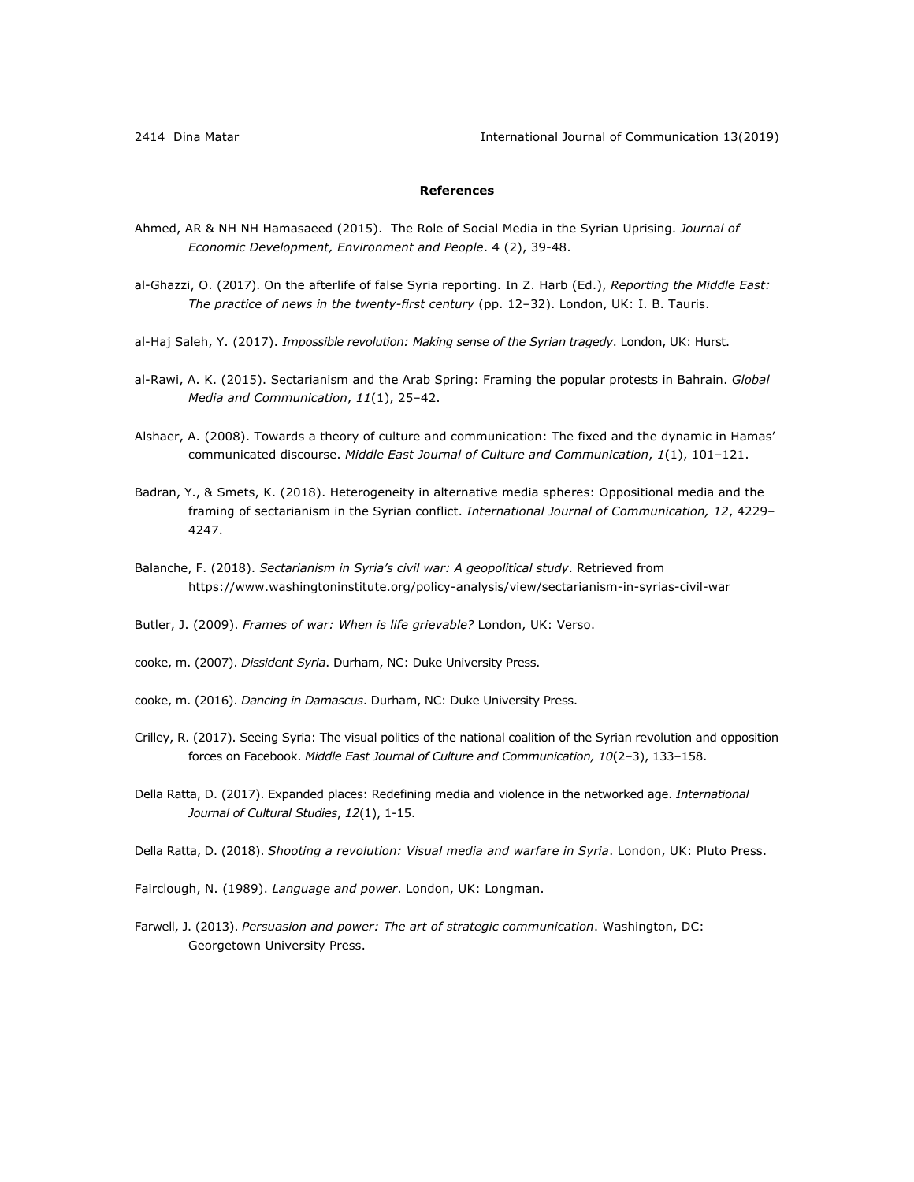**References**

Ahmed, AR & NH NH Hamasaeed (2015). The Role of Social Media in the Syrian Uprising. *Journal of Economic Development, Environment and People*. 4 (2), 39-48.

al-Ghazzi, O. (2017). On the afterlife of false Syria reporting. In Z. Harb (Ed.), *Reporting the Middle East: The practice of news in the twenty-first century* (pp. 12–32). London, UK: I. B. Tauris.

al-Haj Saleh, Y. (2017). *Impossible revolution: Making sense of the Syrian tragedy*. London, UK: Hurst.

al-Rawi, A. K. (2015). Sectarianism and the Arab Spring: Framing the popular protests in Bahrain. *Global Media and Communication*, *11*(1), 25–42.

Alshaer, A. (2008). Towards a theory of culture and communication: The fixed and the dynamic in Hamas' communicated discourse. *Middle East Journal of Culture and Communication*, *1*(1), 101–121.

Badran, Y., & Smets, K. (2018). Heterogeneity in alternative media spheres: Oppositional media and the framing of sectarianism in the Syrian conflict. *International Journal of Communication, 12*, 4229–4247.

Balanche, F. (2018). *Sectarianism in Syria's civil war: A geopolitical study*. Retrieved from https://www.washingtoninstitute.org/policy-analysis/view/sectarianism-in-syrias-civil-war

Butler, J. (2009). *Frames of war: When is life grievable?* London, UK: Verso.

cooke, m. (2007). *Dissident Syria*. Durham, NC: Duke University Press.

cooke, m. (2016). *Dancing in Damascus*. Durham, NC: Duke University Press.

Crilley, R. (2017). Seeing Syria: The visual politics of the national coalition of the Syrian revolution and opposition forces on Facebook. *Middle East Journal of Culture and Communication, 10*(2–3), 133–158.

Della Ratta, D. (2017). Expanded places: Redefining media and violence in the networked age. *International Journal of Cultural Studies*, *12*(1), 1-15.

Della Ratta, D. (2018). *Shooting a revolution: Visual media and warfare in Syria*. London, UK: Pluto Press.

Fairclough, N. (1989). *Language and power*. London, UK: Longman.

Farwell, J. (2013). *Persuasion and power: The art of strategic communication*. Washington, DC: Georgetown University Press.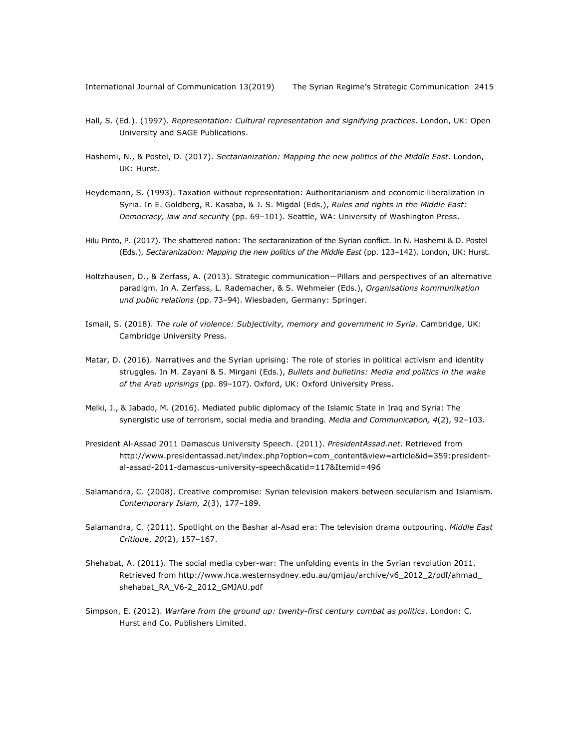Hall, S. (Ed.). (1997). *Representation: Cultural representation and signifying practices*. London, UK: Open University and SAGE Publications.

Hashemi, N., & Postel, D. (2017). *Sectarianization: Mapping the new politics of the Middle East*. London, UK: Hurst.

Heydemann, S. (1993). Taxation without representation: Authoritarianism and economic liberalization in Syria. In E. Goldberg, R. Kasaba, & J. S. Migdal (Eds.), *Rules and rights in the Middle East: Democracy, law and security* (pp. 69–101). Seattle, WA: University of Washington Press.

Hilu Pinto, P. (2017). The shattered nation: The sectaranization of the Syrian conflict. In N. Hashemi & D. Postel (Eds.), *Sectaranization: Mapping the new politics of the Middle East* (pp. 123–142). London, UK: Hurst.

Holtzhausen, D., & Zerfass, A. (2013). Strategic communication—Pillars and perspectives of an alternative paradigm. In A. Zerfass, L. Rademacher, & S. Wehmeier (Eds.), *Organisations kommunikation und public relations* (pp. 73–94). Wiesbaden, Germany: Springer.

Ismail, S. (2018). *The rule of violence: Subjectivity, memory and government in Syria*. Cambridge, UK: Cambridge University Press.

Matar, D. (2016). Narratives and the Syrian uprising: The role of stories in political activism and identity struggles. In M. Zayani & S. Mirgani (Eds.), *Bullets and bulletins: Media and politics in the wake of the Arab uprisings* (pp. 89–107). Oxford, UK: Oxford University Press.

Melki, J., & Jabado, M. (2016). Mediated public diplomacy of the Islamic State in Iraq and Syria: The synergistic use of terrorism, social media and branding. *Media and Communication, 4*(2), 92–103.

President Al-Assad 2011 Damascus University Speech. (2011). *PresidentAssad.net*. Retrieved from http://www.presidentassad.net/index.php?option=com_content&view=article&id=359:president-al-assad-2011-damascus-university-speech&catid=117&Itemid=496

Salamandra, C. (2008). Creative compromise: Syrian television makers between secularism and Islamism. *Contemporary Islam, 2*(3), 177–189.

Salamandra, C. (2011). Spotlight on the Bashar al-Asad era: The television drama outpouring. *Middle East Critique*, *20*(2), 157–167.

Shehabat, A. (2011). The social media cyber-war: The unfolding events in the Syrian revolution 2011. Retrieved from http://www.hca.westernsydney.edu.au/gmjau/archive/v6_2012_2/pdf/ahmad_shehabat_RA_V6-2_2012_GMJAU.pdf

Simpson, E. (2012). *Warfare from the ground up: twenty-first century combat as politics*. London: C. Hurst and Co. Publishers Limited.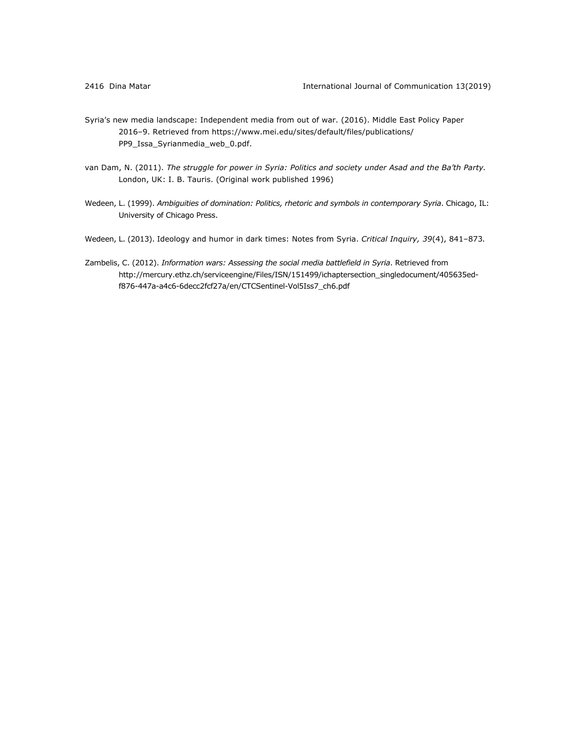Syria's new media landscape: Independent media from out of war. (2016). Middle East Policy Paper 2016–9. Retrieved from https://www.mei.edu/sites/default/files/publications/PP9_Issa_Syrianmedia_web_0.pdf.

van Dam, N. (2011). *The struggle for power in Syria: Politics and society under Asad and the Ba'th Party.* London, UK: I. B. Tauris. (Original work published 1996)

Wedeen, L. (1999). *Ambiguities of domination: Politics, rhetoric and symbols in contemporary Syria*. Chicago, IL: University of Chicago Press.

Wedeen, L. (2013). Ideology and humor in dark times: Notes from Syria. *Critical Inquiry, 39*(4), 841–873.

Zambelis, C. (2012). *Information wars: Assessing the social media battlefield in Syria*. Retrieved from http://mercury.ethz.ch/serviceengine/Files/ISN/151499/ichaptersection_singledocument/405635ed-f876-447a-a4c6-6decc2fcf27a/en/CTCSentinel-Vol5Iss7_ch6.pdf